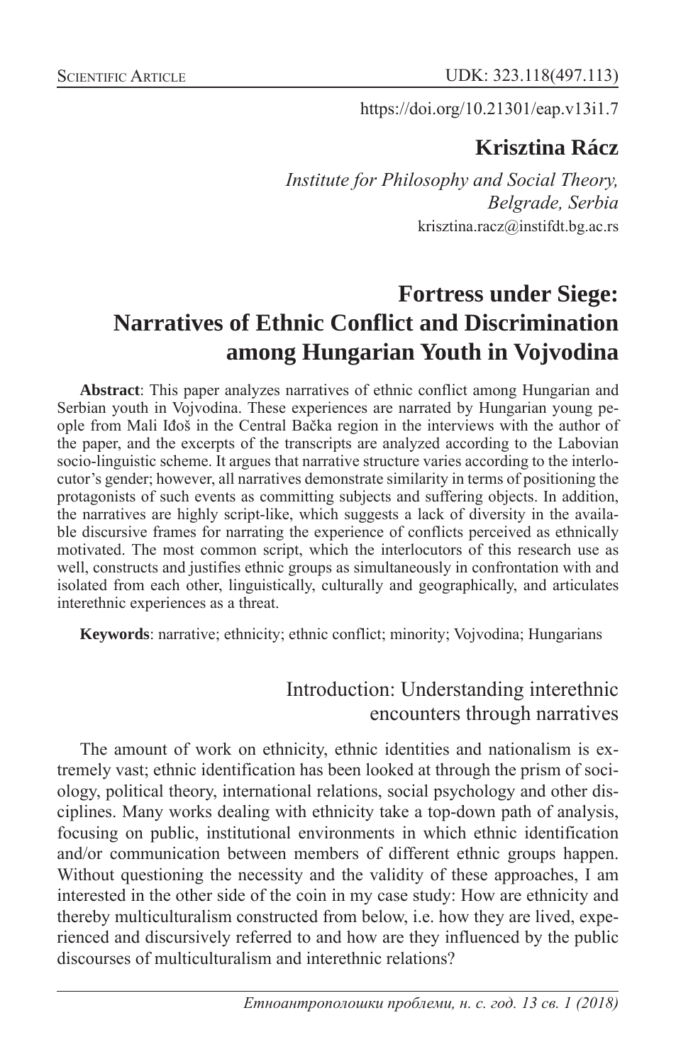Scientific Article

UDK: 323.118(497.113)

https://doi.org/10.21301/eap.v13i1.7

**Krisztina Rácz**

*Institute for Philosophy and Social Theory, Belgrade, Serbia*

krisztina.racz@instifdt.bg.ac.rs

# Fortress under Siege: Narratives of Ethnic Conflict and Discrimination among Hungarian Youth in Vojvodina

**Abstract**: This paper analyzes narratives of ethnic conflict among Hungarian and Serbian youth in Vojvodina. These experiences are narrated by Hungarian young people from Mali Iđoš in the Central Bačka region in the interviews with the author of the paper, and the excerpts of the transcripts are analyzed according to the Labovian socio-linguistic scheme. It argues that narrative structure varies according to the interlocutor's gender; however, all narratives demonstrate similarity in terms of positioning the protagonists of such events as committing subjects and suffering objects. In addition, the narratives are highly script-like, which suggests a lack of diversity in the available discursive frames for narrating the experience of conflicts perceived as ethnically motivated. The most common script, which the interlocutors of this research use as well, constructs and justifies ethnic groups as simultaneously in confrontation with and isolated from each other, linguistically, culturally and geographically, and articulates interethnic experiences as a threat.

**Keywords**: narrative; ethnicity; ethnic conflict; minority; Vojvodina; Hungarians

## Introduction: Understanding interethnic encounters through narratives

The amount of work on ethnicity, ethnic identities and nationalism is extremely vast; ethnic identification has been looked at through the prism of sociology, political theory, international relations, social psychology and other disciplines. Many works dealing with ethnicity take a top-down path of analysis, focusing on public, institutional environments in which ethnic identification and/or communication between members of different ethnic groups happen. Without questioning the necessity and the validity of these approaches, I am interested in the other side of the coin in my case study: How are ethnicity and thereby multiculturalism constructed from below, i.e. how they are lived, experienced and discursively referred to and how are they influenced by the public discourses of multiculturalism and interethnic relations?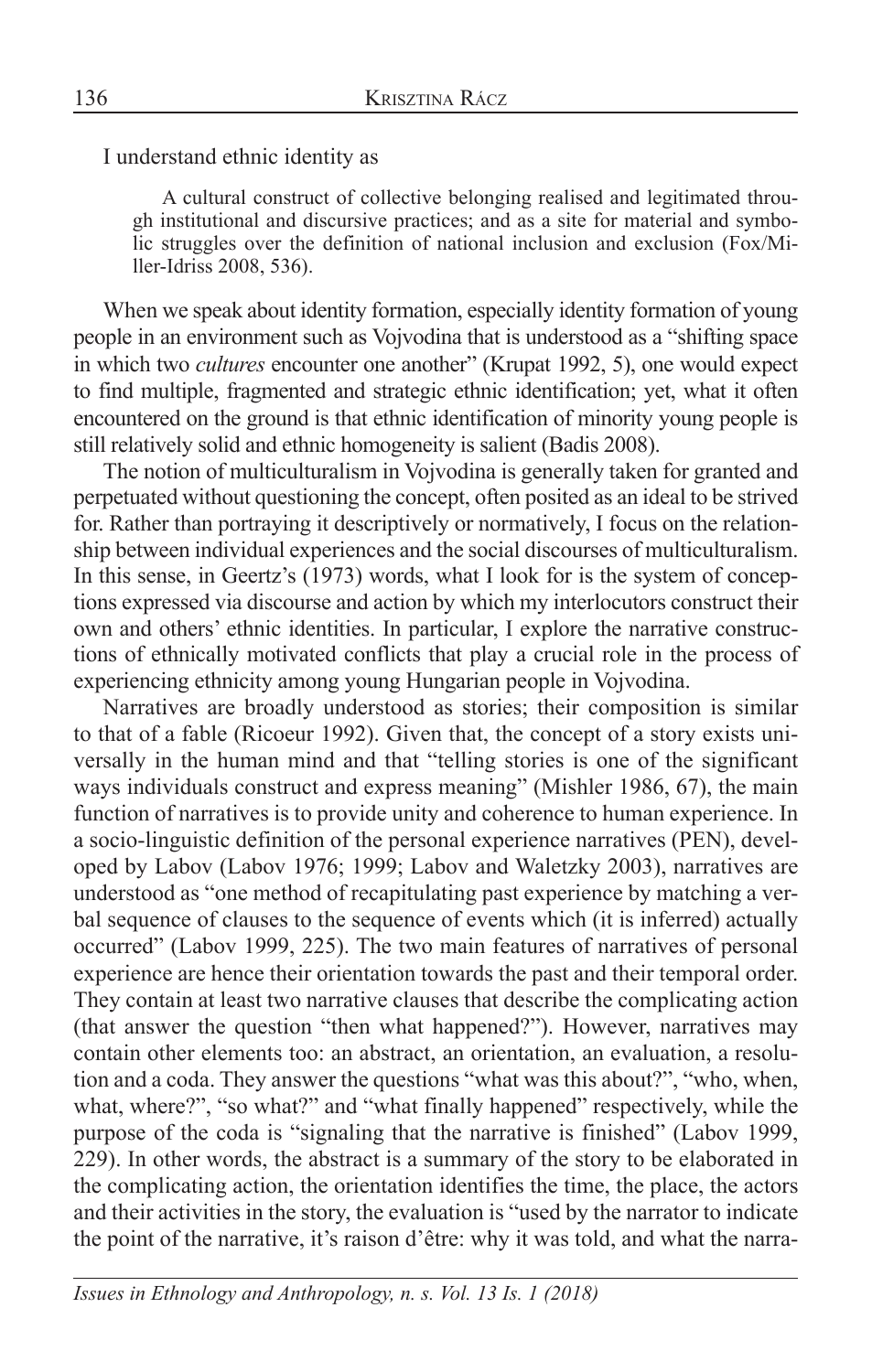I understand ethnic identity as

> A cultural construct of collective belonging realised and legitimated through institutional and discursive practices; and as a site for material and symbolic struggles over the definition of national inclusion and exclusion (Fox/Miller-Idriss 2008, 536).

When we speak about identity formation, especially identity formation of young people in an environment such as Vojvodina that is understood as a "shifting space in which two *cultures* encounter one another" (Krupat 1992, 5), one would expect to find multiple, fragmented and strategic ethnic identification; yet, what it often encountered on the ground is that ethnic identification of minority young people is still relatively solid and ethnic homogeneity is salient (Badis 2008).

The notion of multiculturalism in Vojvodina is generally taken for granted and perpetuated without questioning the concept, often posited as an ideal to be strived for. Rather than portraying it descriptively or normatively, I focus on the relationship between individual experiences and the social discourses of multiculturalism. In this sense, in Geertz's (1973) words, what I look for is the system of conceptions expressed via discourse and action by which my interlocutors construct their own and others' ethnic identities. In particular, I explore the narrative constructions of ethnically motivated conflicts that play a crucial role in the process of experiencing ethnicity among young Hungarian people in Vojvodina.

Narratives are broadly understood as stories; their composition is similar to that of a fable (Ricoeur 1992). Given that, the concept of a story exists universally in the human mind and that "telling stories is one of the significant ways individuals construct and express meaning" (Mishler 1986, 67), the main function of narratives is to provide unity and coherence to human experience. In a socio-linguistic definition of the personal experience narratives (PEN), developed by Labov (Labov 1976; 1999; Labov and Waletzky 2003), narratives are understood as "one method of recapitulating past experience by matching a verbal sequence of clauses to the sequence of events which (it is inferred) actually occurred" (Labov 1999, 225). The two main features of narratives of personal experience are hence their orientation towards the past and their temporal order. They contain at least two narrative clauses that describe the complicating action (that answer the question "then what happened?"). However, narratives may contain other elements too: an abstract, an orientation, an evaluation, a resolution and a coda. They answer the questions "what was this about?", "who, when, what, where?", "so what?" and "what finally happened" respectively, while the purpose of the coda is "signaling that the narrative is finished" (Labov 1999, 229). In other words, the abstract is a summary of the story to be elaborated in the complicating action, the orientation identifies the time, the place, the actors and their activities in the story, the evaluation is "used by the narrator to indicate the point of the narrative, it's raison d'être: why it was told, and what the narra-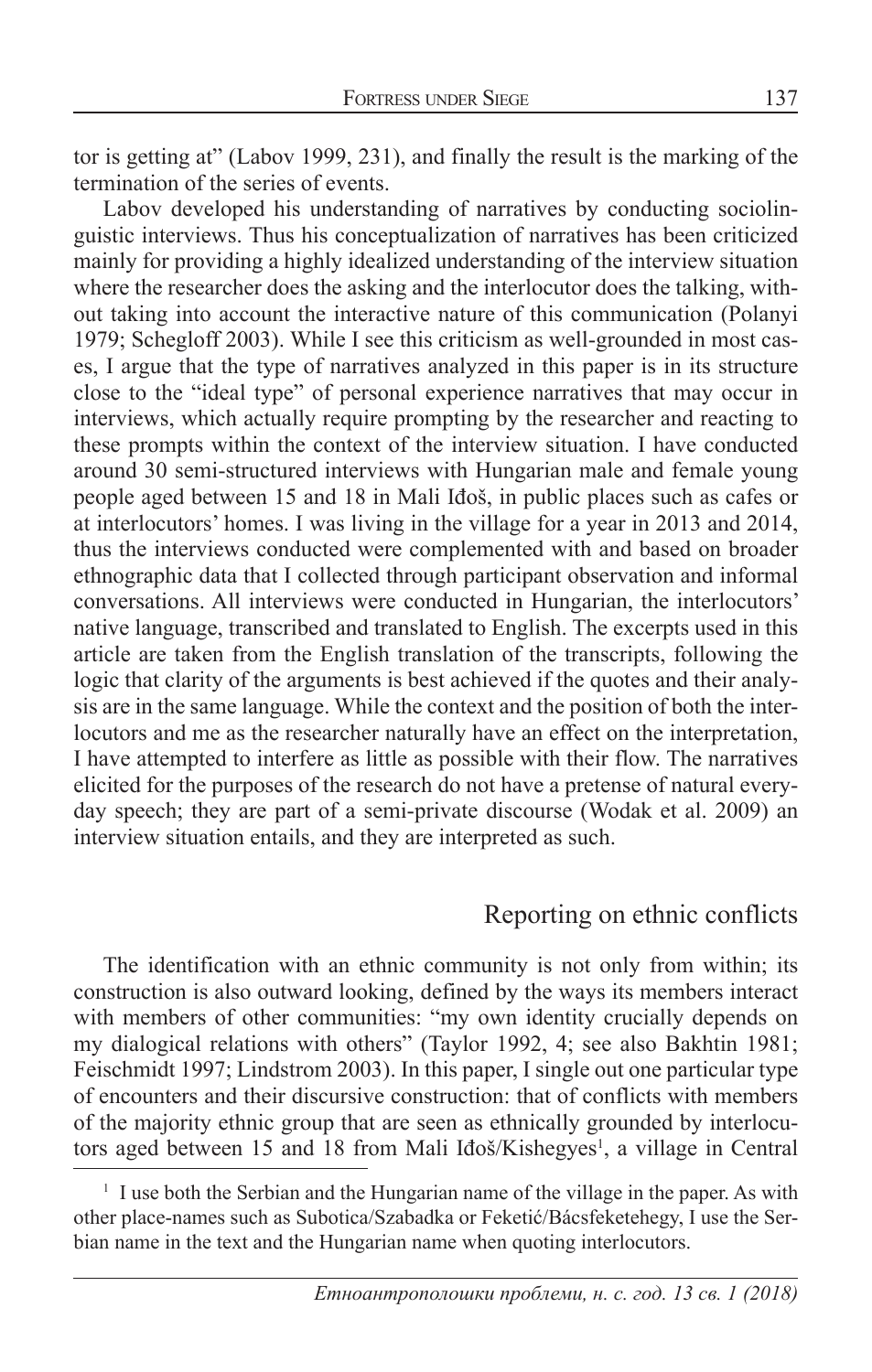tor is getting at" (Labov 1999, 231), and finally the result is the marking of the termination of the series of events.

Labov developed his understanding of narratives by conducting sociolinguistic interviews. Thus his conceptualization of narratives has been criticized mainly for providing a highly idealized understanding of the interview situation where the researcher does the asking and the interlocutor does the talking, without taking into account the interactive nature of this communication (Polanyi 1979; Schegloff 2003). While I see this criticism as well-grounded in most cases, I argue that the type of narratives analyzed in this paper is in its structure close to the "ideal type" of personal experience narratives that may occur in interviews, which actually require prompting by the researcher and reacting to these prompts within the context of the interview situation. I have conducted around 30 semi-structured interviews with Hungarian male and female young people aged between 15 and 18 in Mali Iđoš, in public places such as cafes or at interlocutors' homes. I was living in the village for a year in 2013 and 2014, thus the interviews conducted were complemented with and based on broader ethnographic data that I collected through participant observation and informal conversations. All interviews were conducted in Hungarian, the interlocutors' native language, transcribed and translated to English. The excerpts used in this article are taken from the English translation of the transcripts, following the logic that clarity of the arguments is best achieved if the quotes and their analysis are in the same language. While the context and the position of both the interlocutors and me as the researcher naturally have an effect on the interpretation, I have attempted to interfere as little as possible with their flow. The narratives elicited for the purposes of the research do not have a pretense of natural everyday speech; they are part of a semi-private discourse (Wodak et al. 2009) an interview situation entails, and they are interpreted as such.

## Reporting on ethnic conflicts

The identification with an ethnic community is not only from within; its construction is also outward looking, defined by the ways its members interact with members of other communities: "my own identity crucially depends on my dialogical relations with others" (Taylor 1992, 4; see also Bakhtin 1981; Feischmidt 1997; Lindstrom 2003). In this paper, I single out one particular type of encounters and their discursive construction: that of conflicts with members of the majority ethnic group that are seen as ethnically grounded by interlocutors aged between 15 and 18 from Mali Iđoš/Kishegyes[1], a village in Central

[1] I use both the Serbian and the Hungarian name of the village in the paper. As with other place-names such as Subotica/Szabadka or Feketić/Bácsfeketehegy, I use the Serbian name in the text and the Hungarian name when quoting interlocutors.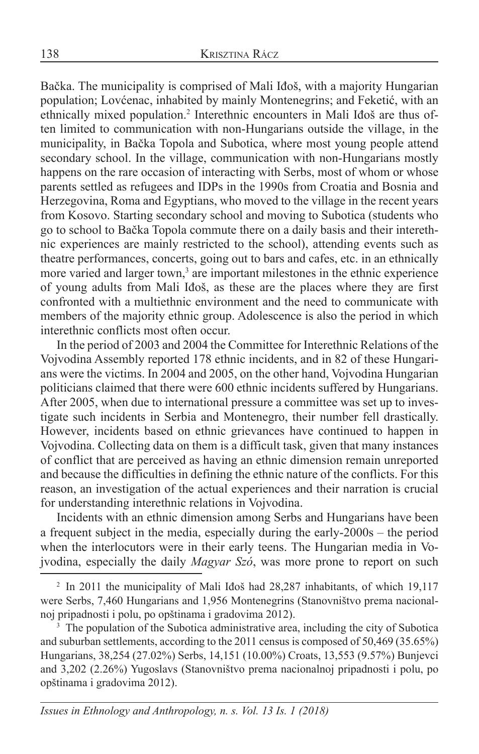Bačka. The municipality is comprised of Mali Iđoš, with a majority Hungarian population; Lovćenac, inhabited by mainly Montenegrins; and Feketić, with an ethnically mixed population.[2] Interethnic encounters in Mali Iđoš are thus often limited to communication with non-Hungarians outside the village, in the municipality, in Bačka Topola and Subotica, where most young people attend secondary school. In the village, communication with non-Hungarians mostly happens on the rare occasion of interacting with Serbs, most of whom or whose parents settled as refugees and IDPs in the 1990s from Croatia and Bosnia and Herzegovina, Roma and Egyptians, who moved to the village in the recent years from Kosovo. Starting secondary school and moving to Subotica (students who go to school to Bačka Topola commute there on a daily basis and their interethnic experiences are mainly restricted to the school), attending events such as theatre performances, concerts, going out to bars and cafes, etc. in an ethnically more varied and larger town,[3] are important milestones in the ethnic experience of young adults from Mali Iđoš, as these are the places where they are first confronted with a multiethnic environment and the need to communicate with members of the majority ethnic group. Adolescence is also the period in which interethnic conflicts most often occur.

In the period of 2003 and 2004 the Committee for Interethnic Relations of the Vojvodina Assembly reported 178 ethnic incidents, and in 82 of these Hungarians were the victims. In 2004 and 2005, on the other hand, Vojvodina Hungarian politicians claimed that there were 600 ethnic incidents suffered by Hungarians. After 2005, when due to international pressure a committee was set up to investigate such incidents in Serbia and Montenegro, their number fell drastically. However, incidents based on ethnic grievances have continued to happen in Vojvodina. Collecting data on them is a difficult task, given that many instances of conflict that are perceived as having an ethnic dimension remain unreported and because the difficulties in defining the ethnic nature of the conflicts. For this reason, an investigation of the actual experiences and their narration is crucial for understanding interethnic relations in Vojvodina.

Incidents with an ethnic dimension among Serbs and Hungarians have been a frequent subject in the media, especially during the early-2000s – the period when the interlocutors were in their early teens. The Hungarian media in Vojvodina, especially the daily *Magyar Szó*, was more prone to report on such

[2] In 2011 the municipality of Mali Iđoš had 28,287 inhabitants, of which 19,117 were Serbs, 7,460 Hungarians and 1,956 Montenegrins (Stanovništvo prema nacionalnoj pripadnosti i polu, po opštinama i gradovima 2012).

[3] The population of the Subotica administrative area, including the city of Subotica and suburban settlements, according to the 2011 census is composed of 50,469 (35.65%) Hungarians, 38,254 (27.02%) Serbs, 14,151 (10.00%) Croats, 13,553 (9.57%) Bunjevci and 3,202 (2.26%) Yugoslavs (Stanovništvo prema nacionalnoj pripadnosti i polu, po opštinama i gradovima 2012).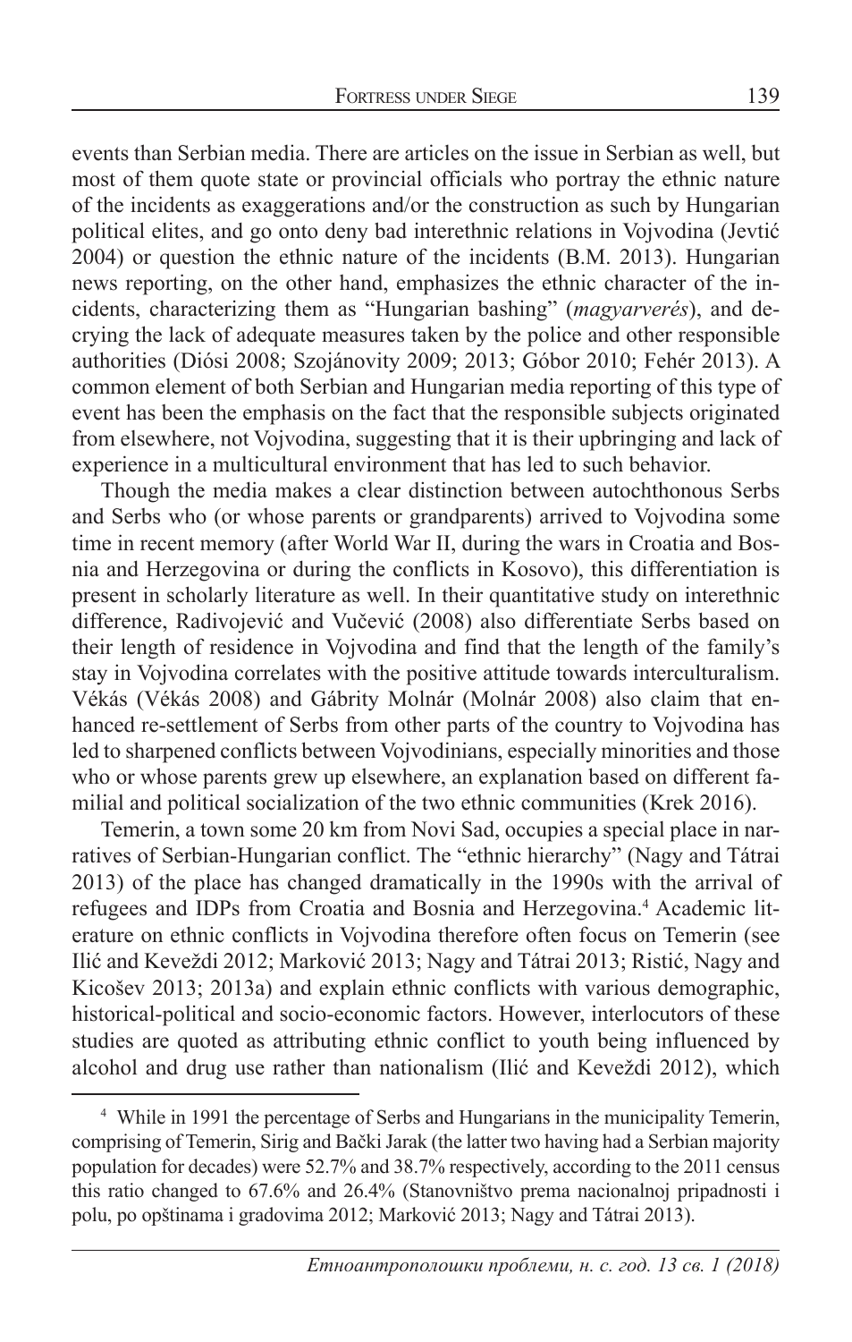events than Serbian media. There are articles on the issue in Serbian as well, but most of them quote state or provincial officials who portray the ethnic nature of the incidents as exaggerations and/or the construction as such by Hungarian political elites, and go onto deny bad interethnic relations in Vojvodina (Jevtić 2004) or question the ethnic nature of the incidents (B.M. 2013). Hungarian news reporting, on the other hand, emphasizes the ethnic character of the incidents, characterizing them as "Hungarian bashing" (*magyarverés*), and decrying the lack of adequate measures taken by the police and other responsible authorities (Diósi 2008; Szojánovity 2009; 2013; Góbor 2010; Fehér 2013). A common element of both Serbian and Hungarian media reporting of this type of event has been the emphasis on the fact that the responsible subjects originated from elsewhere, not Vojvodina, suggesting that it is their upbringing and lack of experience in a multicultural environment that has led to such behavior.

Though the media makes a clear distinction between autochthonous Serbs and Serbs who (or whose parents or grandparents) arrived to Vojvodina some time in recent memory (after World War II, during the wars in Croatia and Bosnia and Herzegovina or during the conflicts in Kosovo), this differentiation is present in scholarly literature as well. In their quantitative study on interethnic difference, Radivojević and Vučević (2008) also differentiate Serbs based on their length of residence in Vojvodina and find that the length of the family's stay in Vojvodina correlates with the positive attitude towards interculturalism. Vékás (Vékás 2008) and Gábrity Molnár (Molnár 2008) also claim that enhanced re-settlement of Serbs from other parts of the country to Vojvodina has led to sharpened conflicts between Vojvodinians, especially minorities and those who or whose parents grew up elsewhere, an explanation based on different familial and political socialization of the two ethnic communities (Krek 2016).

Temerin, a town some 20 km from Novi Sad, occupies a special place in narratives of Serbian-Hungarian conflict. The "ethnic hierarchy" (Nagy and Tátrai 2013) of the place has changed dramatically in the 1990s with the arrival of refugees and IDPs from Croatia and Bosnia and Herzegovina.[4] Academic literature on ethnic conflicts in Vojvodina therefore often focus on Temerin (see Ilić and Keveždi 2012; Marković 2013; Nagy and Tátrai 2013; Ristić, Nagy and Kicošev 2013; 2013a) and explain ethnic conflicts with various demographic, historical-political and socio-economic factors. However, interlocutors of these studies are quoted as attributing ethnic conflict to youth being influenced by alcohol and drug use rather than nationalism (Ilić and Keveždi 2012), which

[4] While in 1991 the percentage of Serbs and Hungarians in the municipality Temerin, comprising of Temerin, Sirig and Bački Jarak (the latter two having had a Serbian majority population for decades) were 52.7% and 38.7% respectively, according to the 2011 census this ratio changed to 67.6% and 26.4% (Stanovništvo prema nacionalnoj pripadnosti i polu, po opštinama i gradovima 2012; Marković 2013; Nagy and Tátrai 2013).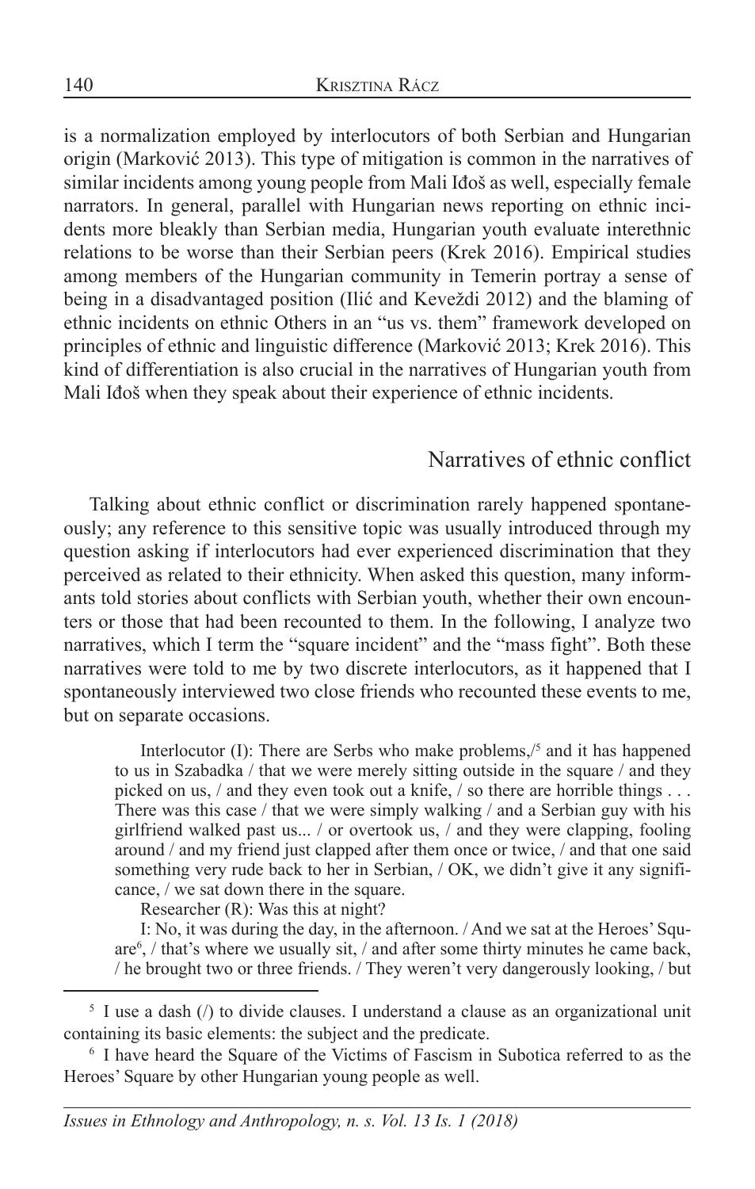is a normalization employed by interlocutors of both Serbian and Hungarian origin (Marković 2013). This type of mitigation is common in the narratives of similar incidents among young people from Mali Iđoš as well, especially female narrators. In general, parallel with Hungarian news reporting on ethnic incidents more bleakly than Serbian media, Hungarian youth evaluate interethnic relations to be worse than their Serbian peers (Krek 2016). Empirical studies among members of the Hungarian community in Temerin portray a sense of being in a disadvantaged position (Ilić and Keveždi 2012) and the blaming of ethnic incidents on ethnic Others in an "us vs. them" framework developed on principles of ethnic and linguistic difference (Marković 2013; Krek 2016). This kind of differentiation is also crucial in the narratives of Hungarian youth from Mali Iđoš when they speak about their experience of ethnic incidents.

## Narratives of ethnic conflict

Talking about ethnic conflict or discrimination rarely happened spontaneously; any reference to this sensitive topic was usually introduced through my question asking if interlocutors had ever experienced discrimination that they perceived as related to their ethnicity. When asked this question, many informants told stories about conflicts with Serbian youth, whether their own encounters or those that had been recounted to them. In the following, I analyze two narratives, which I term the "square incident" and the "mass fight". Both these narratives were told to me by two discrete interlocutors, as it happened that I spontaneously interviewed two close friends who recounted these events to me, but on separate occasions.

> Interlocutor (I): There are Serbs who make problems,/[5] and it has happened to us in Szabadka / that we were merely sitting outside in the square / and they picked on us, / and they even took out a knife, / so there are horrible things . . . There was this case / that we were simply walking / and a Serbian guy with his girlfriend walked past us... / or overtook us, / and they were clapping, fooling around / and my friend just clapped after them once or twice, / and that one said something very rude back to her in Serbian, / OK, we didn't give it any significance, / we sat down there in the square.
>
> Researcher (R): Was this at night?
>
> I: No, it was during the day, in the afternoon. / And we sat at the Heroes' Square[6], / that's where we usually sit, / and after some thirty minutes he came back, / he brought two or three friends. / They weren't very dangerously looking, / but

[5] I use a dash (/) to divide clauses. I understand a clause as an organizational unit containing its basic elements: the subject and the predicate.

[6] I have heard the Square of the Victims of Fascism in Subotica referred to as the Heroes' Square by other Hungarian young people as well.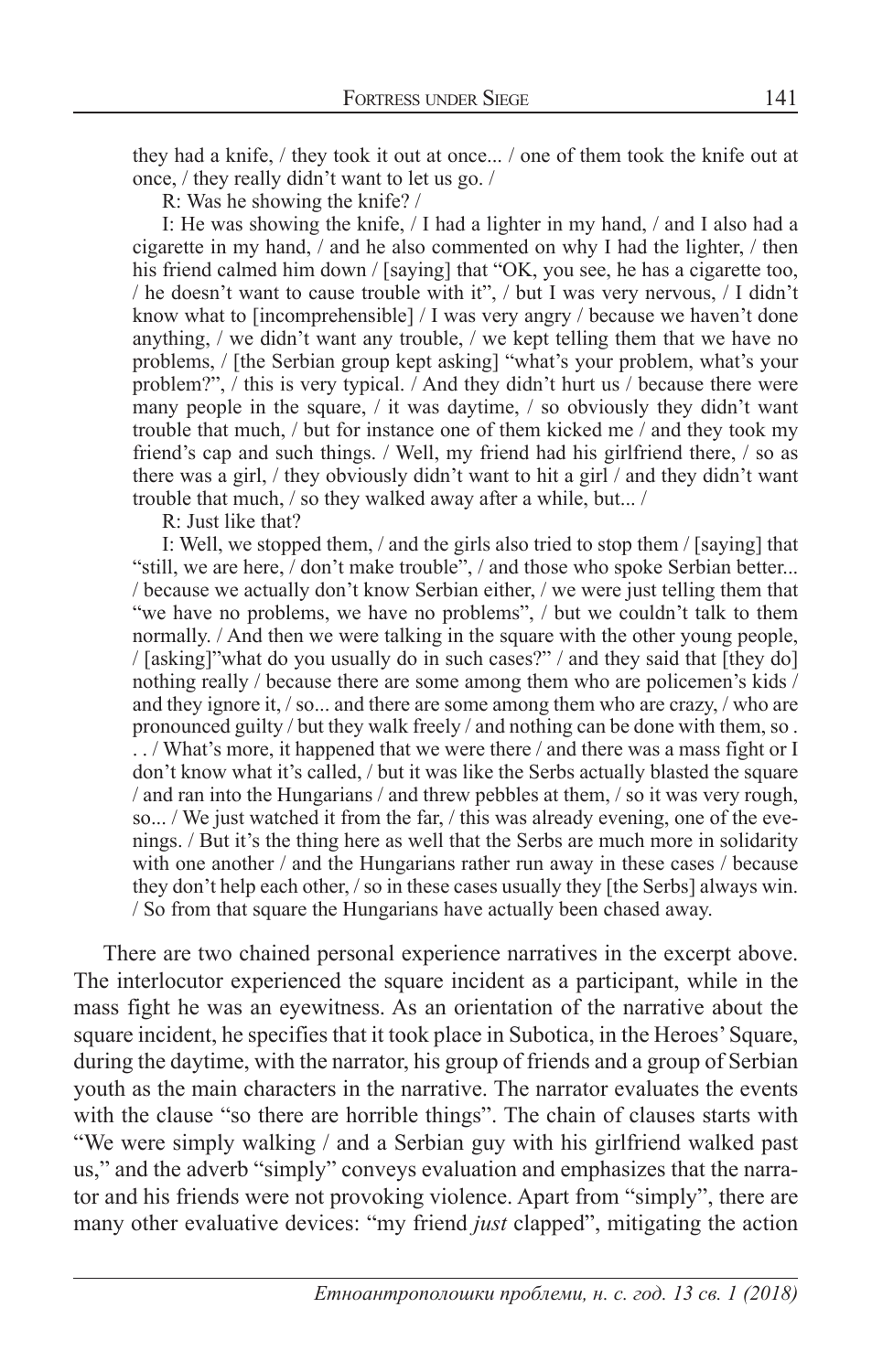they had a knife, / they took it out at once... / one of them took the knife out at once, / they really didn't want to let us go. /

R: Was he showing the knife? /

I: He was showing the knife, / I had a lighter in my hand, / and I also had a cigarette in my hand, / and he also commented on why I had the lighter, / then his friend calmed him down / [saying] that "OK, you see, he has a cigarette too, / he doesn't want to cause trouble with it", / but I was very nervous, / I didn't know what to [incomprehensible] / I was very angry / because we haven't done anything, / we didn't want any trouble, / we kept telling them that we have no problems, / [the Serbian group kept asking] "what's your problem, what's your problem?", / this is very typical. / And they didn't hurt us / because there were many people in the square, / it was daytime, / so obviously they didn't want trouble that much, / but for instance one of them kicked me / and they took my friend's cap and such things. / Well, my friend had his girlfriend there, / so as there was a girl, / they obviously didn't want to hit a girl / and they didn't want trouble that much, / so they walked away after a while, but... /

R: Just like that?

I: Well, we stopped them, / and the girls also tried to stop them / [saying] that "still, we are here, / don't make trouble", / and those who spoke Serbian better... / because we actually don't know Serbian either, / we were just telling them that "we have no problems, we have no problems", / but we couldn't talk to them normally. / And then we were talking in the square with the other young people, / [asking]"what do you usually do in such cases?" / and they said that [they do] nothing really / because there are some among them who are policemen's kids / and they ignore it, / so... and there are some among them who are crazy, / who are pronounced guilty / but they walk freely / and nothing can be done with them, so . . . / What's more, it happened that we were there / and there was a mass fight or I don't know what it's called, / but it was like the Serbs actually blasted the square / and ran into the Hungarians / and threw pebbles at them, / so it was very rough, so... / We just watched it from the far, / this was already evening, one of the evenings. / But it's the thing here as well that the Serbs are much more in solidarity with one another / and the Hungarians rather run away in these cases / because they don't help each other, / so in these cases usually they [the Serbs] always win. / So from that square the Hungarians have actually been chased away.

There are two chained personal experience narratives in the excerpt above. The interlocutor experienced the square incident as a participant, while in the mass fight he was an eyewitness. As an orientation of the narrative about the square incident, he specifies that it took place in Subotica, in the Heroes' Square, during the daytime, with the narrator, his group of friends and a group of Serbian youth as the main characters in the narrative. The narrator evaluates the events with the clause "so there are horrible things". The chain of clauses starts with "We were simply walking / and a Serbian guy with his girlfriend walked past us," and the adverb "simply" conveys evaluation and emphasizes that the narrator and his friends were not provoking violence. Apart from "simply", there are many other evaluative devices: "my friend *just* clapped", mitigating the action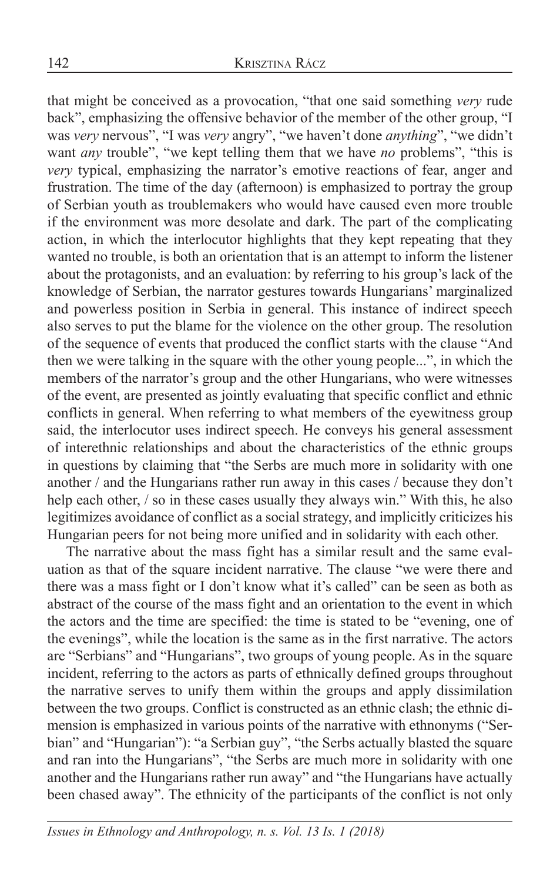that might be conceived as a provocation, "that one said something *very* rude back", emphasizing the offensive behavior of the member of the other group, "I was *very* nervous", "I was *very* angry", "we haven't done *anything*", "we didn't want *any* trouble", "we kept telling them that we have *no* problems", "this is *very* typical, emphasizing the narrator's emotive reactions of fear, anger and frustration. The time of the day (afternoon) is emphasized to portray the group of Serbian youth as troublemakers who would have caused even more trouble if the environment was more desolate and dark. The part of the complicating action, in which the interlocutor highlights that they kept repeating that they wanted no trouble, is both an orientation that is an attempt to inform the listener about the protagonists, and an evaluation: by referring to his group's lack of the knowledge of Serbian, the narrator gestures towards Hungarians' marginalized and powerless position in Serbia in general. This instance of indirect speech also serves to put the blame for the violence on the other group. The resolution of the sequence of events that produced the conflict starts with the clause "And then we were talking in the square with the other young people...", in which the members of the narrator's group and the other Hungarians, who were witnesses of the event, are presented as jointly evaluating that specific conflict and ethnic conflicts in general. When referring to what members of the eyewitness group said, the interlocutor uses indirect speech. He conveys his general assessment of interethnic relationships and about the characteristics of the ethnic groups in questions by claiming that "the Serbs are much more in solidarity with one another / and the Hungarians rather run away in this cases / because they don't help each other, / so in these cases usually they always win." With this, he also legitimizes avoidance of conflict as a social strategy, and implicitly criticizes his Hungarian peers for not being more unified and in solidarity with each other.

The narrative about the mass fight has a similar result and the same evaluation as that of the square incident narrative. The clause "we were there and there was a mass fight or I don't know what it's called" can be seen as both as abstract of the course of the mass fight and an orientation to the event in which the actors and the time are specified: the time is stated to be "evening, one of the evenings", while the location is the same as in the first narrative. The actors are "Serbians" and "Hungarians", two groups of young people. As in the square incident, referring to the actors as parts of ethnically defined groups throughout the narrative serves to unify them within the groups and apply dissimilation between the two groups. Conflict is constructed as an ethnic clash; the ethnic dimension is emphasized in various points of the narrative with ethnonyms ("Serbian" and "Hungarian"): "a Serbian guy", "the Serbs actually blasted the square and ran into the Hungarians", "the Serbs are much more in solidarity with one another and the Hungarians rather run away" and "the Hungarians have actually been chased away". The ethnicity of the participants of the conflict is not only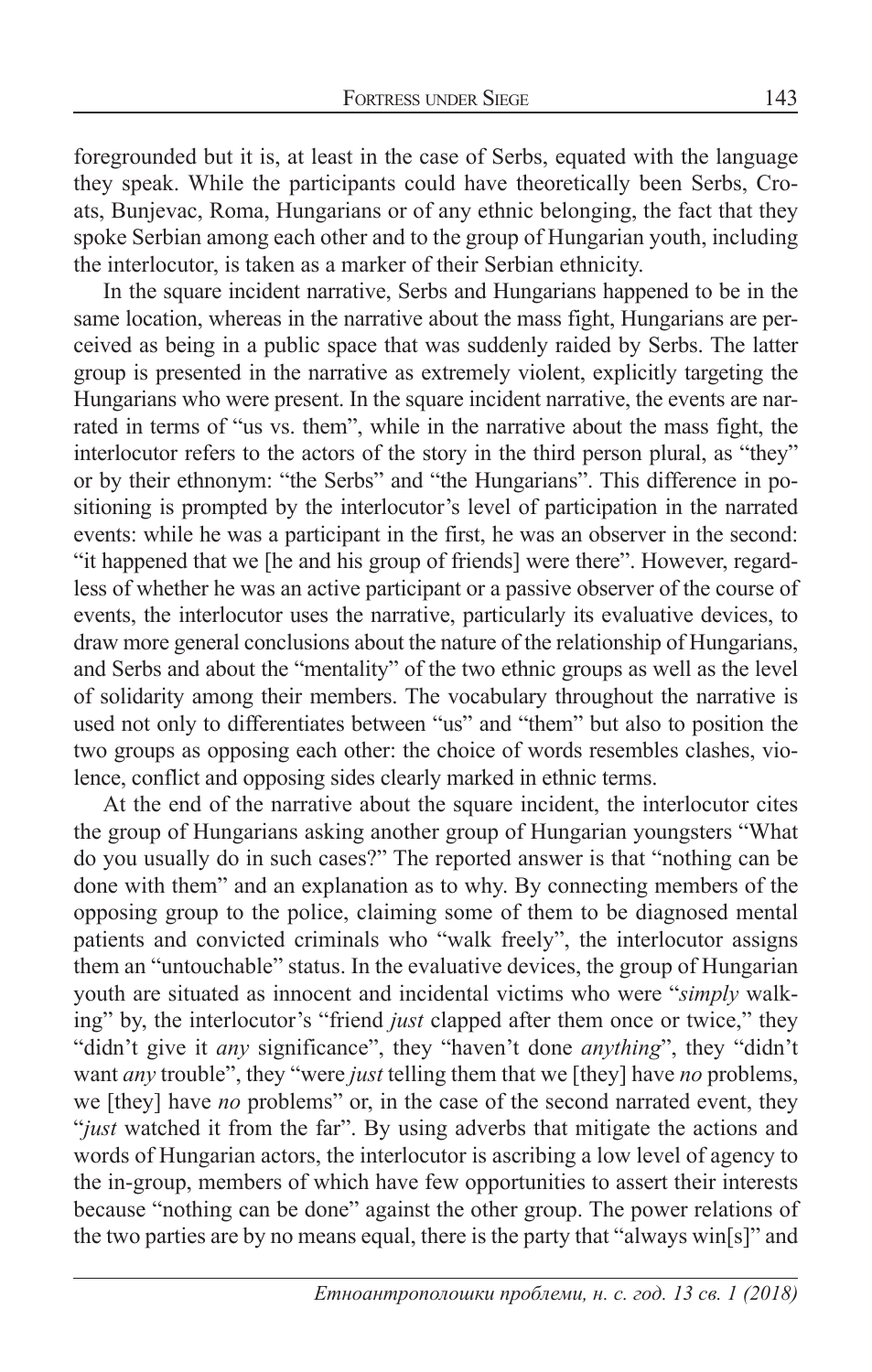foregrounded but it is, at least in the case of Serbs, equated with the language they speak. While the participants could have theoretically been Serbs, Croats, Bunjevac, Roma, Hungarians or of any ethnic belonging, the fact that they spoke Serbian among each other and to the group of Hungarian youth, including the interlocutor, is taken as a marker of their Serbian ethnicity.

In the square incident narrative, Serbs and Hungarians happened to be in the same location, whereas in the narrative about the mass fight, Hungarians are perceived as being in a public space that was suddenly raided by Serbs. The latter group is presented in the narrative as extremely violent, explicitly targeting the Hungarians who were present. In the square incident narrative, the events are narrated in terms of "us vs. them", while in the narrative about the mass fight, the interlocutor refers to the actors of the story in the third person plural, as "they" or by their ethnonym: "the Serbs" and "the Hungarians". This difference in positioning is prompted by the interlocutor's level of participation in the narrated events: while he was a participant in the first, he was an observer in the second: "it happened that we [he and his group of friends] were there". However, regardless of whether he was an active participant or a passive observer of the course of events, the interlocutor uses the narrative, particularly its evaluative devices, to draw more general conclusions about the nature of the relationship of Hungarians, and Serbs and about the "mentality" of the two ethnic groups as well as the level of solidarity among their members. The vocabulary throughout the narrative is used not only to differentiates between "us" and "them" but also to position the two groups as opposing each other: the choice of words resembles clashes, violence, conflict and opposing sides clearly marked in ethnic terms.

At the end of the narrative about the square incident, the interlocutor cites the group of Hungarians asking another group of Hungarian youngsters "What do you usually do in such cases?" The reported answer is that "nothing can be done with them" and an explanation as to why. By connecting members of the opposing group to the police, claiming some of them to be diagnosed mental patients and convicted criminals who "walk freely", the interlocutor assigns them an "untouchable" status. In the evaluative devices, the group of Hungarian youth are situated as innocent and incidental victims who were "*simply* walking" by, the interlocutor's "friend *just* clapped after them once or twice," they "didn't give it *any* significance", they "haven't done *anything*", they "didn't want *any* trouble", they "were *just* telling them that we [they] have *no* problems, we [they] have *no* problems" or, in the case of the second narrated event, they "*just* watched it from the far". By using adverbs that mitigate the actions and words of Hungarian actors, the interlocutor is ascribing a low level of agency to the in-group, members of which have few opportunities to assert their interests because "nothing can be done" against the other group. The power relations of the two parties are by no means equal, there is the party that "always win[s]" and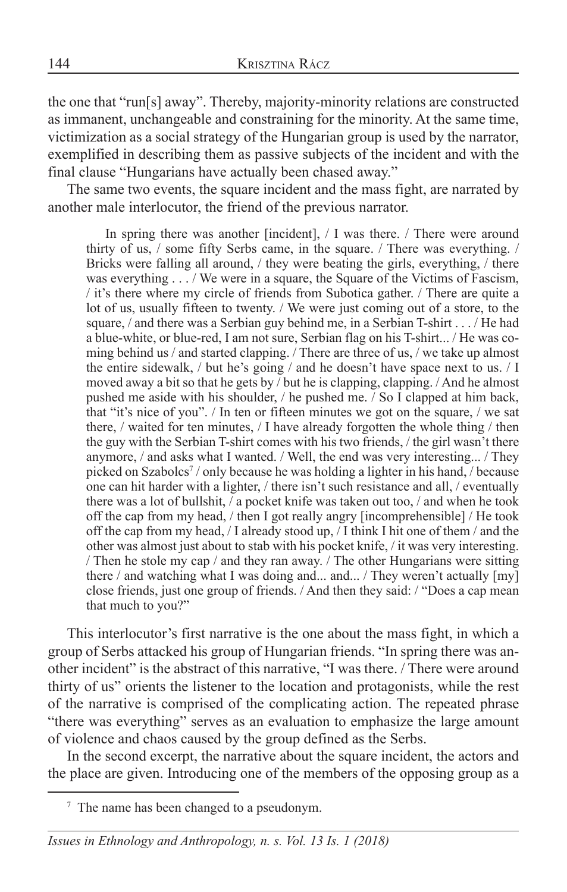the one that "run[s] away". Thereby, majority-minority relations are constructed as immanent, unchangeable and constraining for the minority. At the same time, victimization as a social strategy of the Hungarian group is used by the narrator, exemplified in describing them as passive subjects of the incident and with the final clause "Hungarians have actually been chased away."

The same two events, the square incident and the mass fight, are narrated by another male interlocutor, the friend of the previous narrator.

> In spring there was another [incident], / I was there. / There were around thirty of us, / some fifty Serbs came, in the square. / There was everything. / Bricks were falling all around, / they were beating the girls, everything, / there was everything . . . / We were in a square, the Square of the Victims of Fascism, / it's there where my circle of friends from Subotica gather. / There are quite a lot of us, usually fifteen to twenty. / We were just coming out of a store, to the square, / and there was a Serbian guy behind me, in a Serbian T-shirt . . . / He had a blue-white, or blue-red, I am not sure, Serbian flag on his T-shirt... / He was coming behind us / and started clapping. / There are three of us, / we take up almost the entire sidewalk, / but he's going / and he doesn't have space next to us. / I moved away a bit so that he gets by / but he is clapping, clapping. / And he almost pushed me aside with his shoulder, / he pushed me. / So I clapped at him back, that "it's nice of you". / In ten or fifteen minutes we got on the square, / we sat there, / waited for ten minutes, / I have already forgotten the whole thing / then the guy with the Serbian T-shirt comes with his two friends, / the girl wasn't there anymore, / and asks what I wanted. / Well, the end was very interesting... / They picked on Szabolcs[7] / only because he was holding a lighter in his hand, / because one can hit harder with a lighter, / there isn't such resistance and all, / eventually there was a lot of bullshit, / a pocket knife was taken out too, / and when he took off the cap from my head, / then I got really angry [incomprehensible] / He took off the cap from my head, / I already stood up, / I think I hit one of them / and the other was almost just about to stab with his pocket knife, / it was very interesting. / Then he stole my cap / and they ran away. / The other Hungarians were sitting there / and watching what I was doing and... and... / They weren't actually [my] close friends, just one group of friends. / And then they said: / "Does a cap mean that much to you?"

This interlocutor's first narrative is the one about the mass fight, in which a group of Serbs attacked his group of Hungarian friends. "In spring there was another incident" is the abstract of this narrative, "I was there. / There were around thirty of us" orients the listener to the location and protagonists, while the rest of the narrative is comprised of the complicating action. The repeated phrase "there was everything" serves as an evaluation to emphasize the large amount of violence and chaos caused by the group defined as the Serbs.

In the second excerpt, the narrative about the square incident, the actors and the place are given. Introducing one of the members of the opposing group as a

[7] The name has been changed to a pseudonym.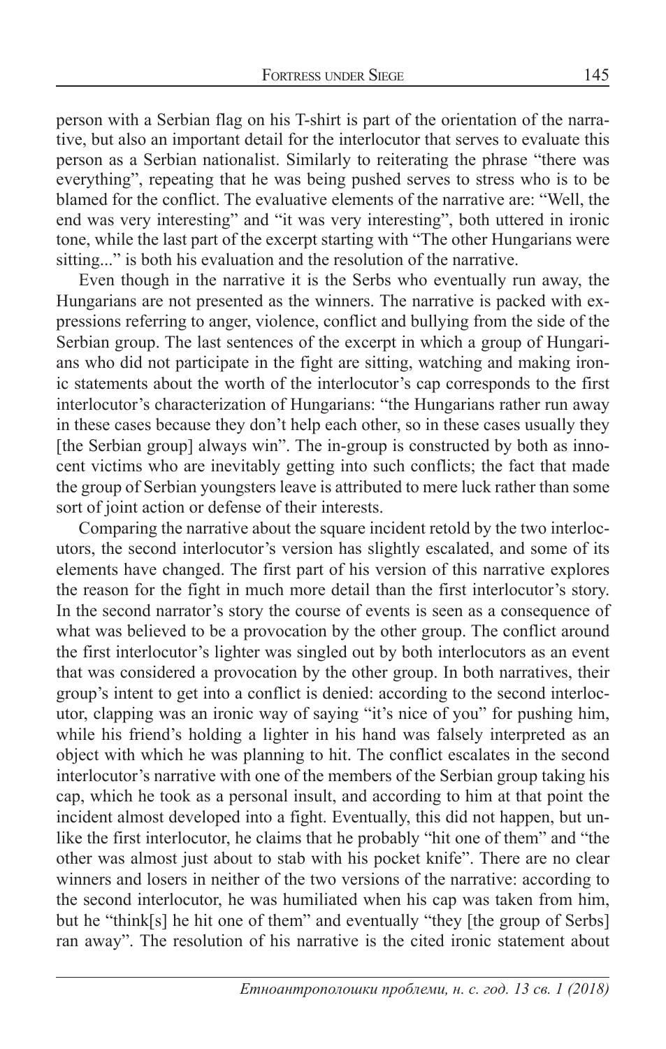person with a Serbian flag on his T-shirt is part of the orientation of the narrative, but also an important detail for the interlocutor that serves to evaluate this person as a Serbian nationalist. Similarly to reiterating the phrase "there was everything", repeating that he was being pushed serves to stress who is to be blamed for the conflict. The evaluative elements of the narrative are: "Well, the end was very interesting" and "it was very interesting", both uttered in ironic tone, while the last part of the excerpt starting with "The other Hungarians were sitting..." is both his evaluation and the resolution of the narrative.

Even though in the narrative it is the Serbs who eventually run away, the Hungarians are not presented as the winners. The narrative is packed with expressions referring to anger, violence, conflict and bullying from the side of the Serbian group. The last sentences of the excerpt in which a group of Hungarians who did not participate in the fight are sitting, watching and making ironic statements about the worth of the interlocutor's cap corresponds to the first interlocutor's characterization of Hungarians: "the Hungarians rather run away in these cases because they don't help each other, so in these cases usually they [the Serbian group] always win". The in-group is constructed by both as innocent victims who are inevitably getting into such conflicts; the fact that made the group of Serbian youngsters leave is attributed to mere luck rather than some sort of joint action or defense of their interests.

Comparing the narrative about the square incident retold by the two interlocutors, the second interlocutor's version has slightly escalated, and some of its elements have changed. The first part of his version of this narrative explores the reason for the fight in much more detail than the first interlocutor's story. In the second narrator's story the course of events is seen as a consequence of what was believed to be a provocation by the other group. The conflict around the first interlocutor's lighter was singled out by both interlocutors as an event that was considered a provocation by the other group. In both narratives, their group's intent to get into a conflict is denied: according to the second interlocutor, clapping was an ironic way of saying "it's nice of you" for pushing him, while his friend's holding a lighter in his hand was falsely interpreted as an object with which he was planning to hit. The conflict escalates in the second interlocutor's narrative with one of the members of the Serbian group taking his cap, which he took as a personal insult, and according to him at that point the incident almost developed into a fight. Eventually, this did not happen, but unlike the first interlocutor, he claims that he probably "hit one of them" and "the other was almost just about to stab with his pocket knife". There are no clear winners and losers in neither of the two versions of the narrative: according to the second interlocutor, he was humiliated when his cap was taken from him, but he "think[s] he hit one of them" and eventually "they [the group of Serbs] ran away". The resolution of his narrative is the cited ironic statement about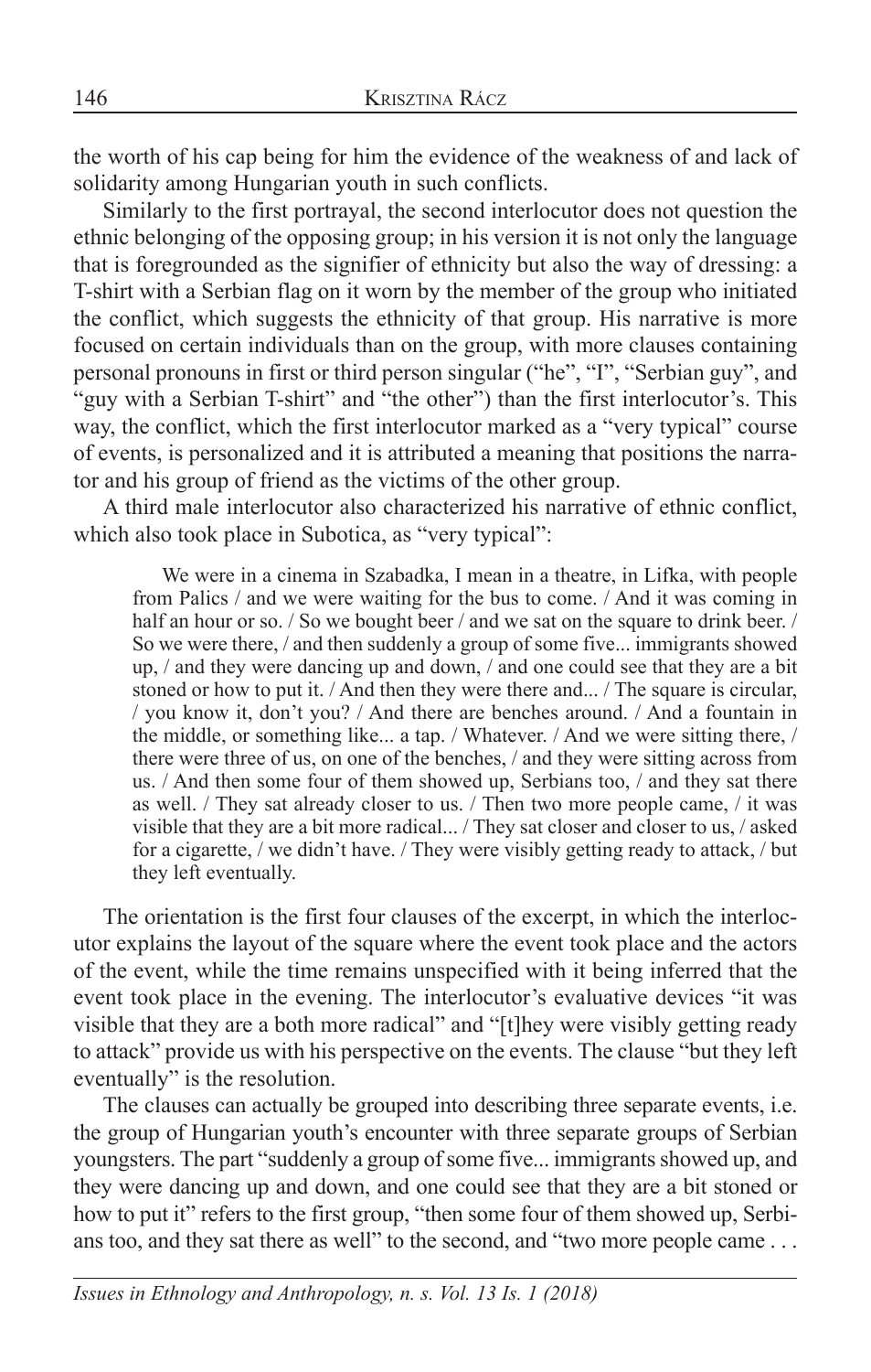the worth of his cap being for him the evidence of the weakness of and lack of solidarity among Hungarian youth in such conflicts.

Similarly to the first portrayal, the second interlocutor does not question the ethnic belonging of the opposing group; in his version it is not only the language that is foregrounded as the signifier of ethnicity but also the way of dressing: a T-shirt with a Serbian flag on it worn by the member of the group who initiated the conflict, which suggests the ethnicity of that group. His narrative is more focused on certain individuals than on the group, with more clauses containing personal pronouns in first or third person singular ("he", "I", "Serbian guy", and "guy with a Serbian T-shirt" and "the other") than the first interlocutor's. This way, the conflict, which the first interlocutor marked as a "very typical" course of events, is personalized and it is attributed a meaning that positions the narrator and his group of friend as the victims of the other group.

A third male interlocutor also characterized his narrative of ethnic conflict, which also took place in Subotica, as "very typical":

> We were in a cinema in Szabadka, I mean in a theatre, in Lifka, with people from Palics / and we were waiting for the bus to come. / And it was coming in half an hour or so. / So we bought beer / and we sat on the square to drink beer. / So we were there, / and then suddenly a group of some five... immigrants showed up, / and they were dancing up and down, / and one could see that they are a bit stoned or how to put it. / And then they were there and... / The square is circular, / you know it, don't you? / And there are benches around. / And a fountain in the middle, or something like... a tap. / Whatever. / And we were sitting there, / there were three of us, on one of the benches, / and they were sitting across from us. / And then some four of them showed up, Serbians too, / and they sat there as well. / They sat already closer to us. / Then two more people came, / it was visible that they are a bit more radical... / They sat closer and closer to us, / asked for a cigarette, / we didn't have. / They were visibly getting ready to attack, / but they left eventually.

The orientation is the first four clauses of the excerpt, in which the interlocutor explains the layout of the square where the event took place and the actors of the event, while the time remains unspecified with it being inferred that the event took place in the evening. The interlocutor's evaluative devices "it was visible that they are a both more radical" and "[t]hey were visibly getting ready to attack" provide us with his perspective on the events. The clause "but they left eventually" is the resolution.

The clauses can actually be grouped into describing three separate events, i.e. the group of Hungarian youth's encounter with three separate groups of Serbian youngsters. The part "suddenly a group of some five... immigrants showed up, and they were dancing up and down, and one could see that they are a bit stoned or how to put it" refers to the first group, "then some four of them showed up, Serbians too, and they sat there as well" to the second, and "two more people came . . .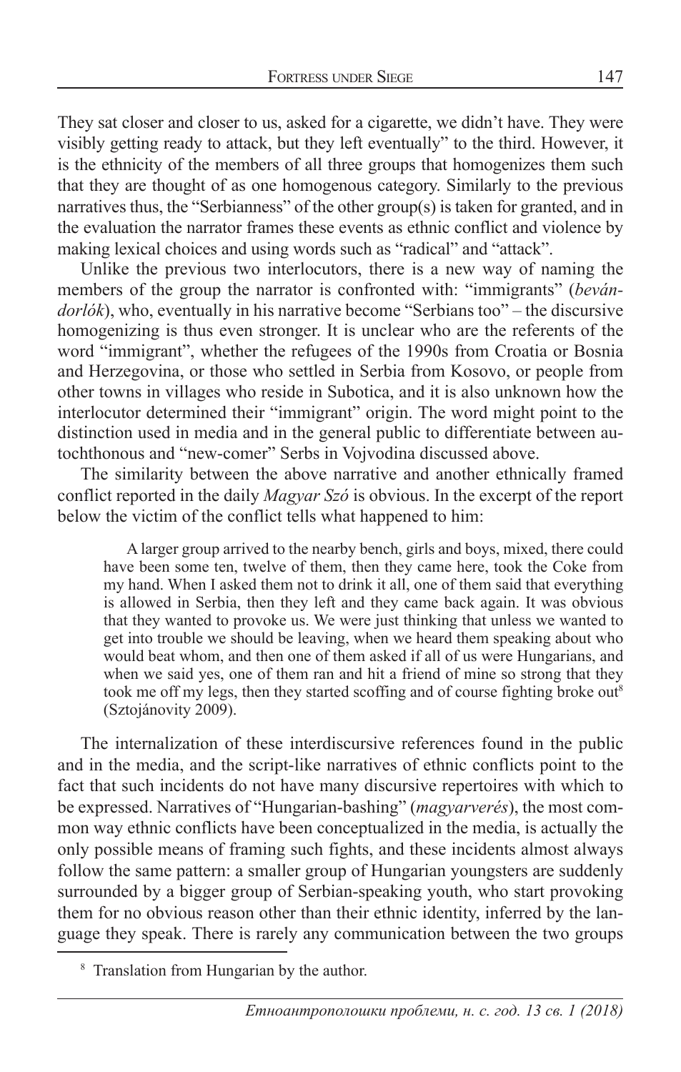They sat closer and closer to us, asked for a cigarette, we didn't have. They were visibly getting ready to attack, but they left eventually" to the third. However, it is the ethnicity of the members of all three groups that homogenizes them such that they are thought of as one homogenous category. Similarly to the previous narratives thus, the "Serbianness" of the other group(s) is taken for granted, and in the evaluation the narrator frames these events as ethnic conflict and violence by making lexical choices and using words such as "radical" and "attack".

Unlike the previous two interlocutors, there is a new way of naming the members of the group the narrator is confronted with: "immigrants" (*bevándorlók*), who, eventually in his narrative become "Serbians too" – the discursive homogenizing is thus even stronger. It is unclear who are the referents of the word "immigrant", whether the refugees of the 1990s from Croatia or Bosnia and Herzegovina, or those who settled in Serbia from Kosovo, or people from other towns in villages who reside in Subotica, and it is also unknown how the interlocutor determined their "immigrant" origin. The word might point to the distinction used in media and in the general public to differentiate between autochthonous and "new-comer" Serbs in Vojvodina discussed above.

The similarity between the above narrative and another ethnically framed conflict reported in the daily *Magyar Szó* is obvious. In the excerpt of the report below the victim of the conflict tells what happened to him:

> A larger group arrived to the nearby bench, girls and boys, mixed, there could have been some ten, twelve of them, then they came here, took the Coke from my hand. When I asked them not to drink it all, one of them said that everything is allowed in Serbia, then they left and they came back again. It was obvious that they wanted to provoke us. We were just thinking that unless we wanted to get into trouble we should be leaving, when we heard them speaking about who would beat whom, and then one of them asked if all of us were Hungarians, and when we said yes, one of them ran and hit a friend of mine so strong that they took me off my legs, then they started scoffing and of course fighting broke out[8] (Sztojánovity 2009).

The internalization of these interdiscursive references found in the public and in the media, and the script-like narratives of ethnic conflicts point to the fact that such incidents do not have many discursive repertoires with which to be expressed. Narratives of "Hungarian-bashing" (*magyarverés*), the most common way ethnic conflicts have been conceptualized in the media, is actually the only possible means of framing such fights, and these incidents almost always follow the same pattern: a smaller group of Hungarian youngsters are suddenly surrounded by a bigger group of Serbian-speaking youth, who start provoking them for no obvious reason other than their ethnic identity, inferred by the language they speak. There is rarely any communication between the two groups

---

[8] Translation from Hungarian by the author.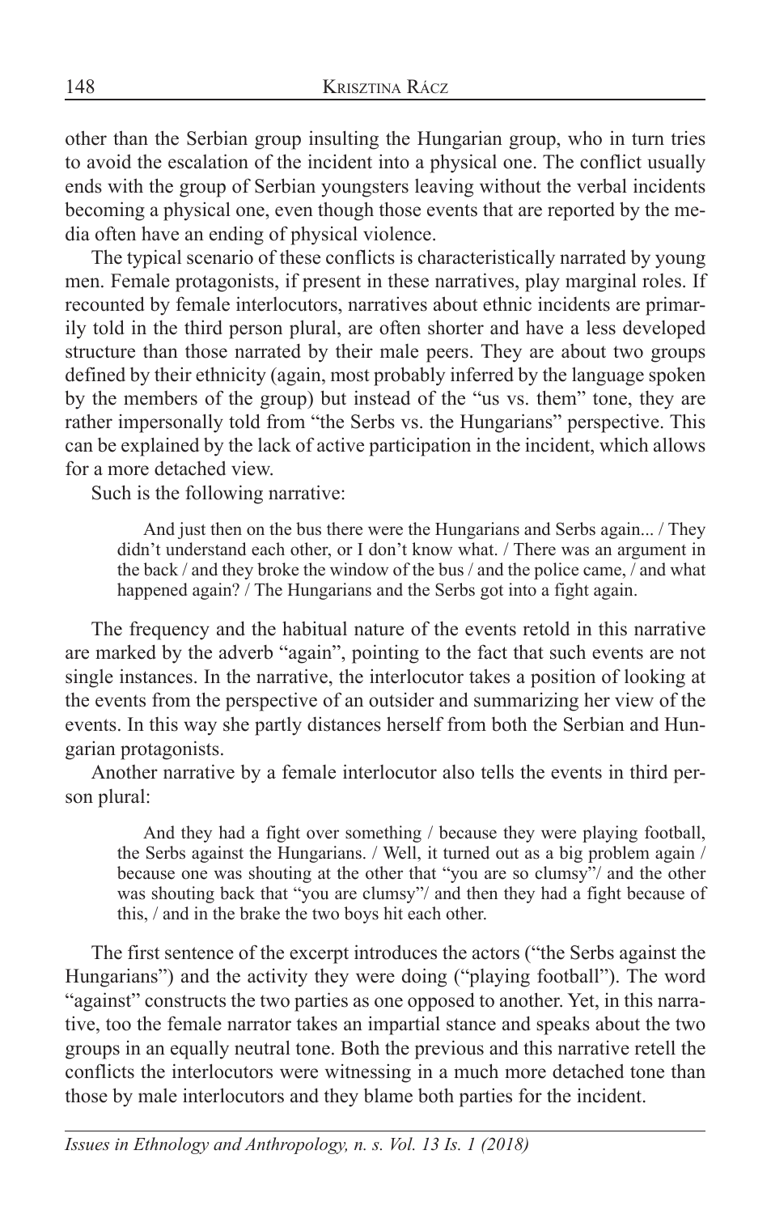other than the Serbian group insulting the Hungarian group, who in turn tries to avoid the escalation of the incident into a physical one. The conflict usually ends with the group of Serbian youngsters leaving without the verbal incidents becoming a physical one, even though those events that are reported by the media often have an ending of physical violence.

The typical scenario of these conflicts is characteristically narrated by young men. Female protagonists, if present in these narratives, play marginal roles. If recounted by female interlocutors, narratives about ethnic incidents are primarily told in the third person plural, are often shorter and have a less developed structure than those narrated by their male peers. They are about two groups defined by their ethnicity (again, most probably inferred by the language spoken by the members of the group) but instead of the "us vs. them" tone, they are rather impersonally told from "the Serbs vs. the Hungarians" perspective. This can be explained by the lack of active participation in the incident, which allows for a more detached view.

Such is the following narrative:

> And just then on the bus there were the Hungarians and Serbs again... / They didn't understand each other, or I don't know what. / There was an argument in the back / and they broke the window of the bus / and the police came, / and what happened again? / The Hungarians and the Serbs got into a fight again.

The frequency and the habitual nature of the events retold in this narrative are marked by the adverb "again", pointing to the fact that such events are not single instances. In the narrative, the interlocutor takes a position of looking at the events from the perspective of an outsider and summarizing her view of the events. In this way she partly distances herself from both the Serbian and Hungarian protagonists.

Another narrative by a female interlocutor also tells the events in third person plural:

> And they had a fight over something / because they were playing football, the Serbs against the Hungarians. / Well, it turned out as a big problem again / because one was shouting at the other that "you are so clumsy"/ and the other was shouting back that "you are clumsy"/ and then they had a fight because of this, / and in the brake the two boys hit each other.

The first sentence of the excerpt introduces the actors ("the Serbs against the Hungarians") and the activity they were doing ("playing football"). The word "against" constructs the two parties as one opposed to another. Yet, in this narrative, too the female narrator takes an impartial stance and speaks about the two groups in an equally neutral tone. Both the previous and this narrative retell the conflicts the interlocutors were witnessing in a much more detached tone than those by male interlocutors and they blame both parties for the incident.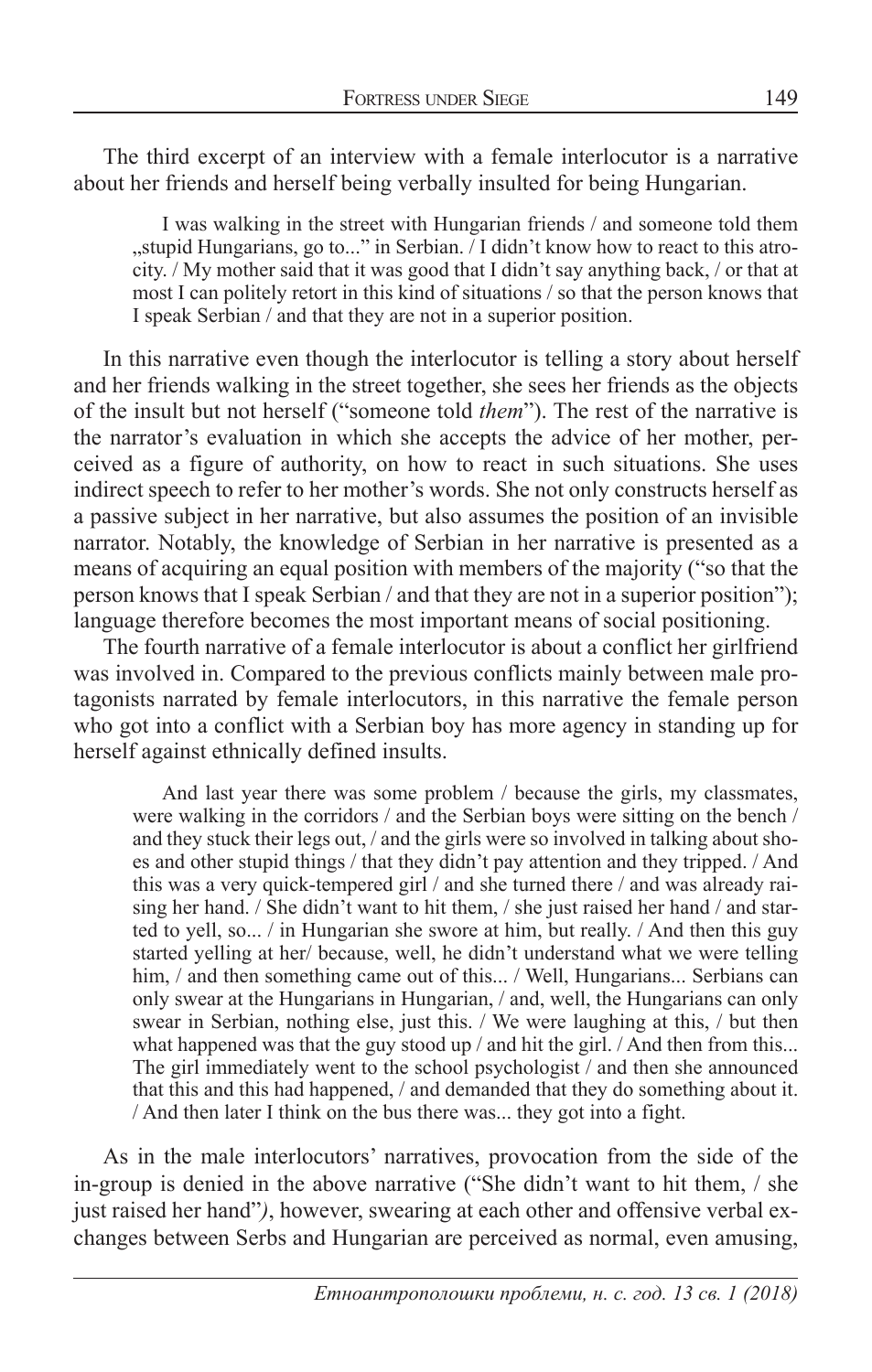The third excerpt of an interview with a female interlocutor is a narrative about her friends and herself being verbally insulted for being Hungarian.

> I was walking in the street with Hungarian friends / and someone told them „stupid Hungarians, go to..." in Serbian. / I didn't know how to react to this atrocity. / My mother said that it was good that I didn't say anything back, / or that at most I can politely retort in this kind of situations / so that the person knows that I speak Serbian / and that they are not in a superior position.

In this narrative even though the interlocutor is telling a story about herself and her friends walking in the street together, she sees her friends as the objects of the insult but not herself ("someone told *them*"). The rest of the narrative is the narrator's evaluation in which she accepts the advice of her mother, perceived as a figure of authority, on how to react in such situations. She uses indirect speech to refer to her mother's words. She not only constructs herself as a passive subject in her narrative, but also assumes the position of an invisible narrator. Notably, the knowledge of Serbian in her narrative is presented as a means of acquiring an equal position with members of the majority ("so that the person knows that I speak Serbian / and that they are not in a superior position"); language therefore becomes the most important means of social positioning.

The fourth narrative of a female interlocutor is about a conflict her girlfriend was involved in. Compared to the previous conflicts mainly between male protagonists narrated by female interlocutors, in this narrative the female person who got into a conflict with a Serbian boy has more agency in standing up for herself against ethnically defined insults.

> And last year there was some problem / because the girls, my classmates, were walking in the corridors / and the Serbian boys were sitting on the bench / and they stuck their legs out, / and the girls were so involved in talking about shoes and other stupid things / that they didn't pay attention and they tripped. / And this was a very quick-tempered girl / and she turned there / and was already raising her hand. / She didn't want to hit them, / she just raised her hand / and started to yell, so... / in Hungarian she swore at him, but really. / And then this guy started yelling at her/ because, well, he didn't understand what we were telling him, / and then something came out of this... / Well, Hungarians... Serbians can only swear at the Hungarians in Hungarian, / and, well, the Hungarians can only swear in Serbian, nothing else, just this. / We were laughing at this, / but then what happened was that the guy stood up / and hit the girl. / And then from this... The girl immediately went to the school psychologist / and then she announced that this and this had happened, / and demanded that they do something about it. / And then later I think on the bus there was... they got into a fight.

As in the male interlocutors' narratives, provocation from the side of the in-group is denied in the above narrative ("She didn't want to hit them, / she just raised her hand"*)*, however, swearing at each other and offensive verbal exchanges between Serbs and Hungarian are perceived as normal, even amusing,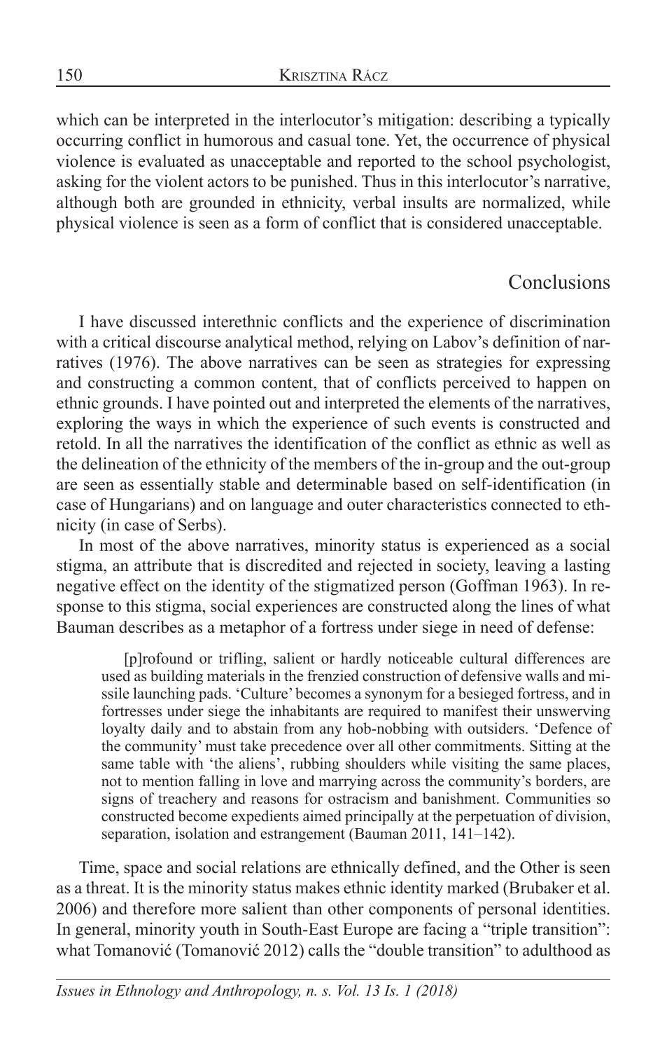which can be interpreted in the interlocutor's mitigation: describing a typically occurring conflict in humorous and casual tone. Yet, the occurrence of physical violence is evaluated as unacceptable and reported to the school psychologist, asking for the violent actors to be punished. Thus in this interlocutor's narrative, although both are grounded in ethnicity, verbal insults are normalized, while physical violence is seen as a form of conflict that is considered unacceptable.

## Conclusions

I have discussed interethnic conflicts and the experience of discrimination with a critical discourse analytical method, relying on Labov's definition of narratives (1976). The above narratives can be seen as strategies for expressing and constructing a common content, that of conflicts perceived to happen on ethnic grounds. I have pointed out and interpreted the elements of the narratives, exploring the ways in which the experience of such events is constructed and retold. In all the narratives the identification of the conflict as ethnic as well as the delineation of the ethnicity of the members of the in-group and the out-group are seen as essentially stable and determinable based on self-identification (in case of Hungarians) and on language and outer characteristics connected to ethnicity (in case of Serbs).

In most of the above narratives, minority status is experienced as a social stigma, an attribute that is discredited and rejected in society, leaving a lasting negative effect on the identity of the stigmatized person (Goffman 1963). In response to this stigma, social experiences are constructed along the lines of what Bauman describes as a metaphor of a fortress under siege in need of defense:

> [p]rofound or trifling, salient or hardly noticeable cultural differences are used as building materials in the frenzied construction of defensive walls and missile launching pads. 'Culture' becomes a synonym for a besieged fortress, and in fortresses under siege the inhabitants are required to manifest their unswerving loyalty daily and to abstain from any hob-nobbing with outsiders. 'Defence of the community' must take precedence over all other commitments. Sitting at the same table with 'the aliens', rubbing shoulders while visiting the same places, not to mention falling in love and marrying across the community's borders, are signs of treachery and reasons for ostracism and banishment. Communities so constructed become expedients aimed principally at the perpetuation of division, separation, isolation and estrangement (Bauman 2011, 141–142).

Time, space and social relations are ethnically defined, and the Other is seen as a threat. It is the minority status makes ethnic identity marked (Brubaker et al. 2006) and therefore more salient than other components of personal identities. In general, minority youth in South-East Europe are facing a "triple transition": what Tomanović (Tomanović 2012) calls the "double transition" to adulthood as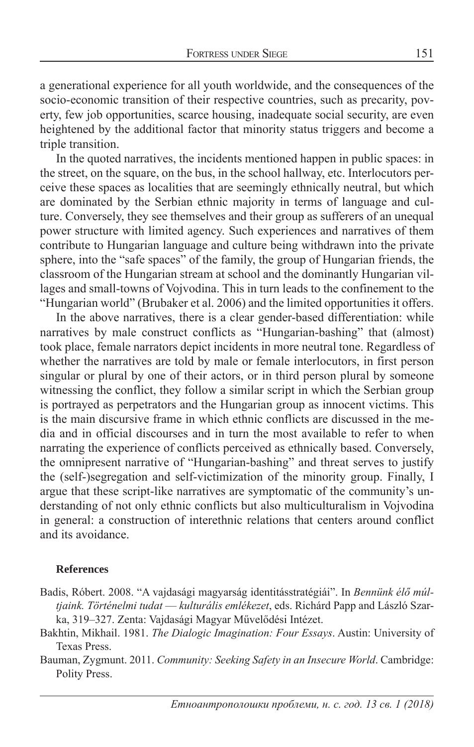a generational experience for all youth worldwide, and the consequences of the socio-economic transition of their respective countries, such as precarity, poverty, few job opportunities, scarce housing, inadequate social security, are even heightened by the additional factor that minority status triggers and become a triple transition.

In the quoted narratives, the incidents mentioned happen in public spaces: in the street, on the square, on the bus, in the school hallway, etc. Interlocutors perceive these spaces as localities that are seemingly ethnically neutral, but which are dominated by the Serbian ethnic majority in terms of language and culture. Conversely, they see themselves and their group as sufferers of an unequal power structure with limited agency. Such experiences and narratives of them contribute to Hungarian language and culture being withdrawn into the private sphere, into the "safe spaces" of the family, the group of Hungarian friends, the classroom of the Hungarian stream at school and the dominantly Hungarian villages and small-towns of Vojvodina. This in turn leads to the confinement to the "Hungarian world" (Brubaker et al. 2006) and the limited opportunities it offers.

In the above narratives, there is a clear gender-based differentiation: while narratives by male construct conflicts as "Hungarian-bashing" that (almost) took place, female narrators depict incidents in more neutral tone. Regardless of whether the narratives are told by male or female interlocutors, in first person singular or plural by one of their actors, or in third person plural by someone witnessing the conflict, they follow a similar script in which the Serbian group is portrayed as perpetrators and the Hungarian group as innocent victims. This is the main discursive frame in which ethnic conflicts are discussed in the media and in official discourses and in turn the most available to refer to when narrating the experience of conflicts perceived as ethnically based. Conversely, the omnipresent narrative of "Hungarian-bashing" and threat serves to justify the (self-)segregation and self-victimization of the minority group. Finally, I argue that these script-like narratives are symptomatic of the community's understanding of not only ethnic conflicts but also multiculturalism in Vojvodina in general: a construction of interethnic relations that centers around conflict and its avoidance.

**References**

Badis, Róbert. 2008. "A vajdasági magyarság identitásstratégiái". In *Bennünk élő múltjaink. Történelmi tudat — kulturális emlékezet*, eds. Richárd Papp and László Szarka, 319–327. Zenta: Vajdasági Magyar Művelődési Intézet.

Bakhtin, Mikhail. 1981. *The Dialogic Imagination: Four Essays*. Austin: University of Texas Press.

Bauman, Zygmunt. 2011. *Community: Seeking Safety in an Insecure World*. Cambridge: Polity Press.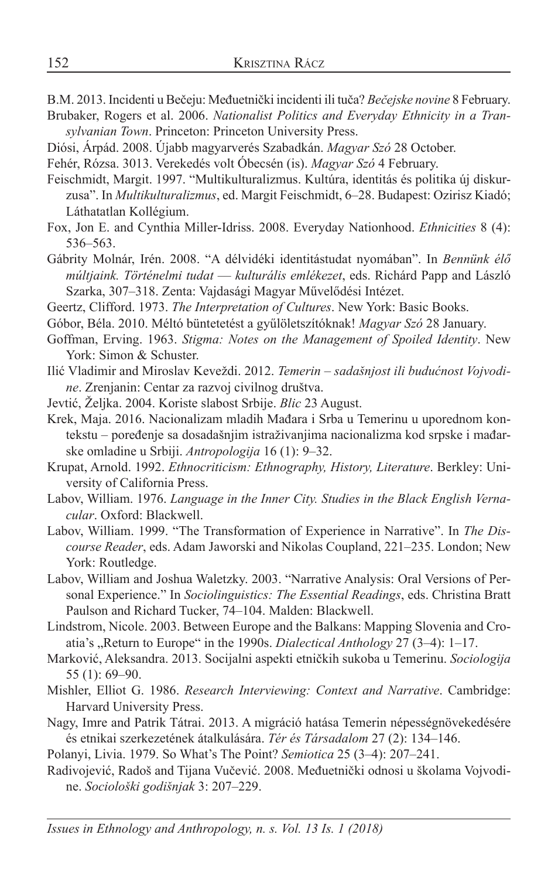B.M. 2013. Incidenti u Bečeju: Međuetnički incidenti ili tuča? *Bečejske novine* 8 February.

Brubaker, Rogers et al. 2006. *Nationalist Politics and Everyday Ethnicity in a Transylvanian Town*. Princeton: Princeton University Press.

Diósi, Árpád. 2008. Újabb magyarverés Szabadkán. *Magyar Szó* 28 October.

Fehér, Rózsa. 3013. Verekedés volt Óbecsén (is). *Magyar Szó* 4 February.

Feischmidt, Margit. 1997. "Multikulturalizmus. Kultúra, identitás és politika új diskurzusa". In *Multikulturalizmus*, ed. Margit Feischmidt, 6–28. Budapest: Ozirisz Kiadó; Láthatatlan Kollégium.

Fox, Jon E. and Cynthia Miller-Idriss. 2008. Everyday Nationhood. *Ethnicities* 8 (4): 536–563.

Gábrity Molnár, Irén. 2008. "A délvidéki identitástudat nyomában". In *Bennünk élő múltjaink. Történelmi tudat — kulturális emlékezet*, eds. Richárd Papp and László Szarka, 307–318. Zenta: Vajdasági Magyar Művelődési Intézet.

Geertz, Clifford. 1973. *The Interpretation of Cultures*. New York: Basic Books.

Góbor, Béla. 2010. Méltó büntetetést a gyűlöletszítóknak! *Magyar Szó* 28 January.

Goffman, Erving. 1963. *Stigma: Notes on the Management of Spoiled Identity*. New York: Simon & Schuster.

Ilić Vladimir and Miroslav Keveždi. 2012. *Temerin – sadašnjost ili budućnost Vojvodine*. Zrenjanin: Centar za razvoj civilnog društva.

Jevtić, Željka. 2004. Koriste slabost Srbije. *Blic* 23 August.

Krek, Maja. 2016. Nacionalizam mladih Mađara i Srba u Temerinu u uporednom kontekstu – poređenje sa dosadašnjim istraživanjima nacionalizma kod srpske i mađarske omladine u Srbiji. *Antropologija* 16 (1): 9–32.

Krupat, Arnold. 1992. *Ethnocriticism: Ethnography, History, Literature*. Berkley: University of California Press.

Labov, William. 1976. *Language in the Inner City. Studies in the Black English Vernacular*. Oxford: Blackwell.

Labov, William. 1999. "The Transformation of Experience in Narrative". In *The Discourse Reader*, eds. Adam Jaworski and Nikolas Coupland, 221–235. London; New York: Routledge.

Labov, William and Joshua Waletzky. 2003. "Narrative Analysis: Oral Versions of Personal Experience." In *Sociolinguistics: The Essential Readings*, eds. Christina Bratt Paulson and Richard Tucker, 74–104. Malden: Blackwell.

Lindstrom, Nicole. 2003. Between Europe and the Balkans: Mapping Slovenia and Croatia's „Return to Europe" in the 1990s. *Dialectical Anthology* 27 (3–4): 1–17.

Marković, Aleksandra. 2013. Socijalni aspekti etničkih sukoba u Temerinu. *Sociologija* 55 (1): 69–90.

Mishler, Elliot G. 1986. *Research Interviewing: Context and Narrative*. Cambridge: Harvard University Press.

Nagy, Imre and Patrik Tátrai. 2013. A migráció hatása Temerin népességnövekedésére és etnikai szerkezetének átalkulására. *Tér és Társadalom* 27 (2): 134–146.

Polanyi, Livia. 1979. So What's The Point? *Semiotica* 25 (3–4): 207–241.

Radivojević, Radoš and Tijana Vučević. 2008. Međuetnički odnosi u školama Vojvodine. *Sociološki godišnjak* 3: 207–229.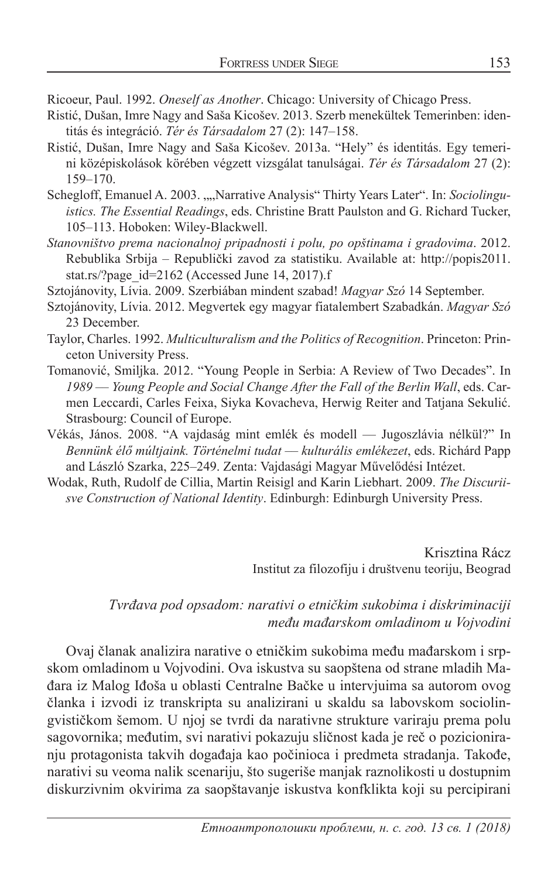Ricoeur, Paul. 1992. *Oneself as Another*. Chicago: University of Chicago Press.

Ristić, Dušan, Imre Nagy and Saša Kicošev. 2013. Szerb menekültek Temerinben: identitás és integráció. *Tér és Társadalom* 27 (2): 147–158.

Ristić, Dušan, Imre Nagy and Saša Kicošev. 2013a. "Hely" és identitás. Egy temerini középiskolások körében végzett vizsgálat tanulságai. *Tér és Társadalom* 27 (2): 159–170.

Schegloff, Emanuel A. 2003. „„Narrative Analysis" Thirty Years Later". In: *Sociolinguistics. The Essential Readings*, eds. Christine Bratt Paulston and G. Richard Tucker, 105–113. Hoboken: Wiley-Blackwell.

*Stanovništvo prema nacionalnoj pripadnosti i polu, po opštinama i gradovima*. 2012. Rebublika Srbija – Republički zavod za statistiku. Available at: http://popis2011.stat.rs/?page_id=2162 (Accessed June 14, 2017).f

Sztojánovity, Lívia. 2009. Szerbiában mindent szabad! *Magyar Szó* 14 September.

Sztojánovity, Lívia. 2012. Megvertek egy magyar fiatalembert Szabadkán. *Magyar Szó* 23 December.

Taylor, Charles. 1992. *Multiculturalism and the Politics of Recognition*. Princeton: Princeton University Press.

Tomanović, Smiljka. 2012. "Young People in Serbia: A Review of Two Decades". In *1989 — Young People and Social Change After the Fall of the Berlin Wall*, eds. Carmen Leccardi, Carles Feixa, Siyka Kovacheva, Herwig Reiter and Tatjana Sekulić. Strasbourg: Council of Europe.

Vékás, János. 2008. "A vajdaság mint emlék és modell — Jugoszlávia nélkül?" In *Bennünk élő múltjaink. Történelmi tudat — kulturális emlékezet*, eds. Richárd Papp and László Szarka, 225–249. Zenta: Vajdasági Magyar Művelődési Intézet.

Wodak, Ruth, Rudolf de Cillia, Martin Reisigl and Karin Liebhart. 2009. *The Discuriisve Construction of National Identity*. Edinburgh: Edinburgh University Press.

Krisztina Rácz
Institut za filozofiju i društvenu teoriju, Beograd

*Tvrđava pod opsadom: narativi o etničkim sukobima i diskriminaciji među mađarskom omladinom u Vojvodini*

Ovaj članak analizira narative o etničkim sukobima među mađarskom i srpskom omladinom u Vojvodini. Ova iskustva su saopštena od strane mladih Mađara iz Malog Iđoša u oblasti Centralne Bačke u intervjuima sa autorom ovog članka i izvodi iz transkripta su analizirani u skaldu sa labovskom sociolingvističkom šemom. U njoj se tvrdi da narativne strukture variraju prema polu sagovornika; međutim, svi narativi pokazuju sličnost kada je reč o pozicioniranju protagonista takvih događaja kao počinioca i predmeta stradanja. Takođe, narativi su veoma nalik scenariju, što sugeriše manjak raznolikosti u dostupnim diskurzivnim okvirima za saopštavanje iskustva konfklikta koji su percipirani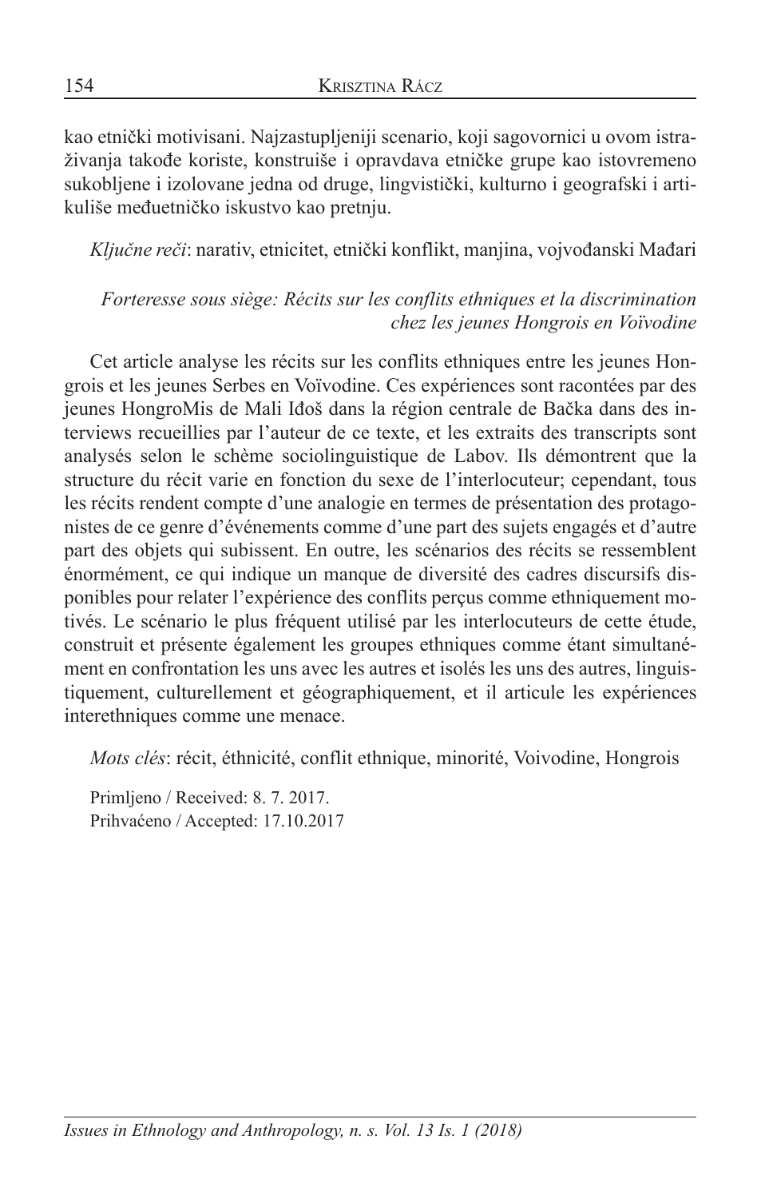kao etnički motivisani. Najzastupljeniji scenario, koji sagovornici u ovom istraživanja takođe koriste, konstruiše i opravdava etničke grupe kao istovremeno sukobljene i izolovane jedna od druge, lingvistički, kulturno i geografski i artikuliše međuetničko iskustvo kao pretnju.

*Ključne reči*: narativ, etnicitet, etnički konflikt, manjina, vojvođanski Mađari

*Forteresse sous siège: Récits sur les conflits ethniques et la discrimination chez les jeunes Hongrois en Voïvodine*

Cet article analyse les récits sur les conflits ethniques entre les jeunes Hongrois et les jeunes Serbes en Voïvodine. Ces expériences sont racontées par des jeunes HongroMis de Mali Iđoš dans la région centrale de Bačka dans des interviews recueillies par l'auteur de ce texte, et les extraits des transcripts sont analysés selon le schème sociolinguistique de Labov. Ils démontrent que la structure du récit varie en fonction du sexe de l'interlocuteur; cependant, tous les récits rendent compte d'une analogie en termes de présentation des protagonistes de ce genre d'événements comme d'une part des sujets engagés et d'autre part des objets qui subissent. En outre, les scénarios des récits se ressemblent énormément, ce qui indique un manque de diversité des cadres discursifs disponibles pour relater l'expérience des conflits perçus comme ethniquement motivés. Le scénario le plus fréquent utilisé par les interlocuteurs de cette étude, construit et présente également les groupes ethniques comme étant simultanément en confrontation les uns avec les autres et isolés les uns des autres, linguistiquement, culturellement et géographiquement, et il articule les expériences interethniques comme une menace.

*Mots clés*: récit, éthnicité, conflit ethnique, minorité, Voivodine, Hongrois

Primljeno / Received: 8. 7. 2017.
Prihvaćeno / Accepted: 17.10.2017